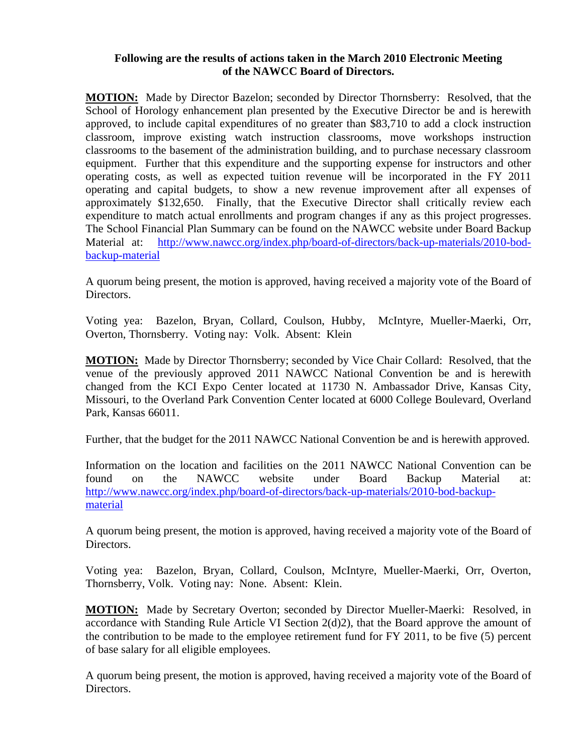**Following are the results of actions taken in the March 2010 Electronic Meeting of the NAWCC Board of Directors.**

**MOTION:** Made by Director Bazelon; seconded by Director Thornsberry: Resolved, that the School of Horology enhancement plan presented by the Executive Director be and is herewith approved, to include capital expenditures of no greater than $83,710 to add a clock instruction classroom, improve existing watch instruction classrooms, move workshops instruction classrooms to the basement of the administration building, and to purchase necessary classroom equipment. Further that this expenditure and the supporting expense for instructors and other operating costs, as well as expected tuition revenue will be incorporated in the FY 2011 operating and capital budgets, to show a new revenue improvement after all expenses of approximately $132,650. Finally, that the Executive Director shall critically review each expenditure to match actual enrollments and program changes if any as this project progresses. The School Financial Plan Summary can be found on the NAWCC website under Board Backup Material at: [http://www.nawcc.org/index.php/board-of-directors/back-up-materials/2010-bod-backup-material](http://www.nawcc.org/index.php/board-of-directors/back-up-materials/2010-bod-backup-material)

A quorum being present, the motion is approved, having received a majority vote of the Board of Directors.

Voting yea: Bazelon, Bryan, Collard, Coulson, Hubby, McIntyre, Mueller-Maerki, Orr, Overton, Thornsberry. Voting nay: Volk. Absent: Klein

**MOTION:** Made by Director Thornsberry; seconded by Vice Chair Collard: Resolved, that the venue of the previously approved 2011 NAWCC National Convention be and is herewith changed from the KCI Expo Center located at 11730 N. Ambassador Drive, Kansas City, Missouri, to the Overland Park Convention Center located at 6000 College Boulevard, Overland Park, Kansas 66011.

Further, that the budget for the 2011 NAWCC National Convention be and is herewith approved.

Information on the location and facilities on the 2011 NAWCC National Convention can be found on the NAWCC website under Board Backup Material at: [http://www.nawcc.org/index.php/board-of-directors/back-up-materials/2010-bod-backup-material](http://www.nawcc.org/index.php/board-of-directors/back-up-materials/2010-bod-backup-material)

A quorum being present, the motion is approved, having received a majority vote of the Board of Directors.

Voting yea: Bazelon, Bryan, Collard, Coulson, McIntyre, Mueller-Maerki, Orr, Overton, Thornsberry, Volk. Voting nay: None. Absent: Klein.

**MOTION:** Made by Secretary Overton; seconded by Director Mueller-Maerki: Resolved, in accordance with Standing Rule Article VI Section 2(d)2), that the Board approve the amount of the contribution to be made to the employee retirement fund for FY 2011, to be five (5) percent of base salary for all eligible employees.

A quorum being present, the motion is approved, having received a majority vote of the Board of Directors.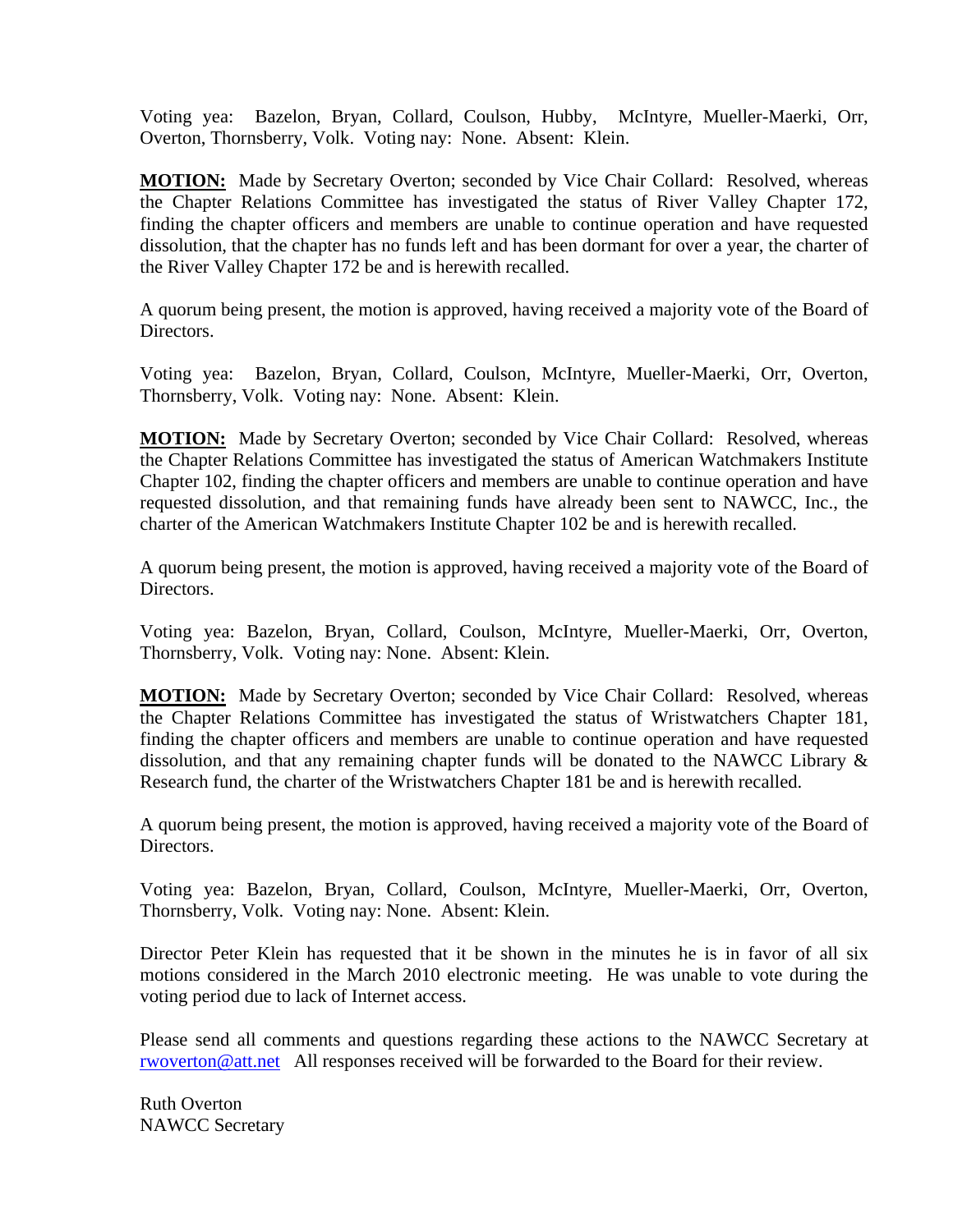Voting yea: Bazelon, Bryan, Collard, Coulson, Hubby, McIntyre, Mueller-Maerki, Orr, Overton, Thornsberry, Volk. Voting nay: None. Absent: Klein.

**MOTION:** Made by Secretary Overton; seconded by Vice Chair Collard: Resolved, whereas the Chapter Relations Committee has investigated the status of River Valley Chapter 172, finding the chapter officers and members are unable to continue operation and have requested dissolution, that the chapter has no funds left and has been dormant for over a year, the charter of the River Valley Chapter 172 be and is herewith recalled.

A quorum being present, the motion is approved, having received a majority vote of the Board of Directors.

Voting yea: Bazelon, Bryan, Collard, Coulson, McIntyre, Mueller-Maerki, Orr, Overton, Thornsberry, Volk. Voting nay: None. Absent: Klein.

**MOTION:** Made by Secretary Overton; seconded by Vice Chair Collard: Resolved, whereas the Chapter Relations Committee has investigated the status of American Watchmakers Institute Chapter 102, finding the chapter officers and members are unable to continue operation and have requested dissolution, and that remaining funds have already been sent to NAWCC, Inc., the charter of the American Watchmakers Institute Chapter 102 be and is herewith recalled.

A quorum being present, the motion is approved, having received a majority vote of the Board of Directors.

Voting yea: Bazelon, Bryan, Collard, Coulson, McIntyre, Mueller-Maerki, Orr, Overton, Thornsberry, Volk. Voting nay: None. Absent: Klein.

**MOTION:** Made by Secretary Overton; seconded by Vice Chair Collard: Resolved, whereas the Chapter Relations Committee has investigated the status of Wristwatchers Chapter 181, finding the chapter officers and members are unable to continue operation and have requested dissolution, and that any remaining chapter funds will be donated to the NAWCC Library & Research fund, the charter of the Wristwatchers Chapter 181 be and is herewith recalled.

A quorum being present, the motion is approved, having received a majority vote of the Board of Directors.

Voting yea: Bazelon, Bryan, Collard, Coulson, McIntyre, Mueller-Maerki, Orr, Overton, Thornsberry, Volk. Voting nay: None. Absent: Klein.

Director Peter Klein has requested that it be shown in the minutes he is in favor of all six motions considered in the March 2010 electronic meeting. He was unable to vote during the voting period due to lack of Internet access.

Please send all comments and questions regarding these actions to the NAWCC Secretary at rwoverton@att.net All responses received will be forwarded to the Board for their review.

Ruth Overton
NAWCC Secretary